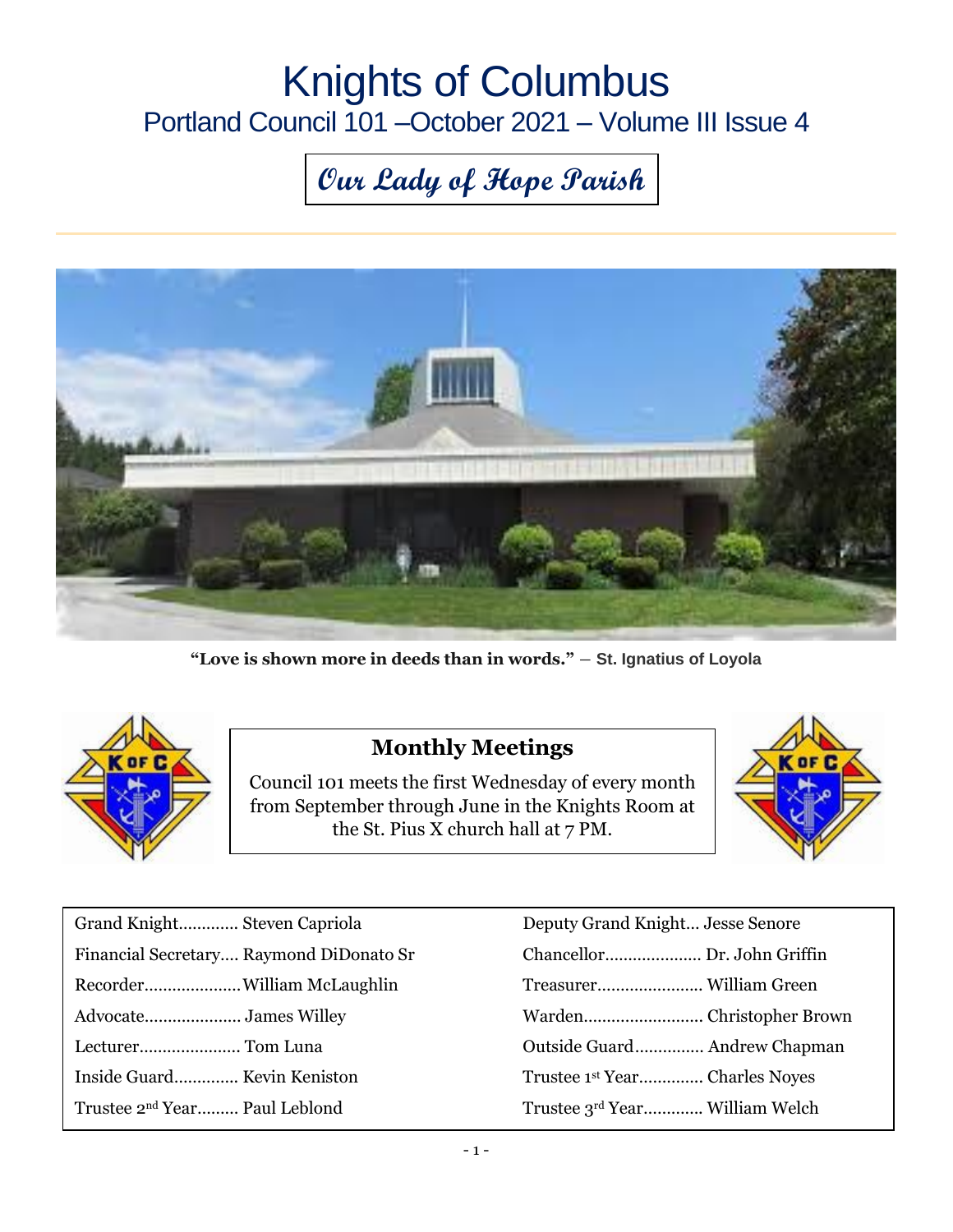# Knights of Columbus

## Portland Council 101 –October 2021 – Volume III Issue 4

***Our Lady of Hope Parish***

**"Love is shown more in deeds than in words."** – **St. Ignatius of Loyola**

## Monthly Meetings

Council 101 meets the first Wednesday of every month from September through June in the Knights Room at the St. Pius X church hall at 7 PM.

| | |
|---|---|
| Grand Knight............. Steven Capriola | Deputy Grand Knight... Jesse Senore |
| Financial Secretary.... Raymond DiDonato Sr | Chancellor..................... Dr. John Griffin |
| Recorder.....................William McLaughlin | Treasurer....................... William Green |
| Advocate..................... James Willey | Warden.......................... Christopher Brown |
| Lecturer...................... Tom Luna | Outside Guard............... Andrew Chapman |
| Inside Guard.............. Kevin Keniston | Trustee 1st Year.............. Charles Noyes |
| Trustee 2nd Year......... Paul Leblond | Trustee 3rd Year............. William Welch |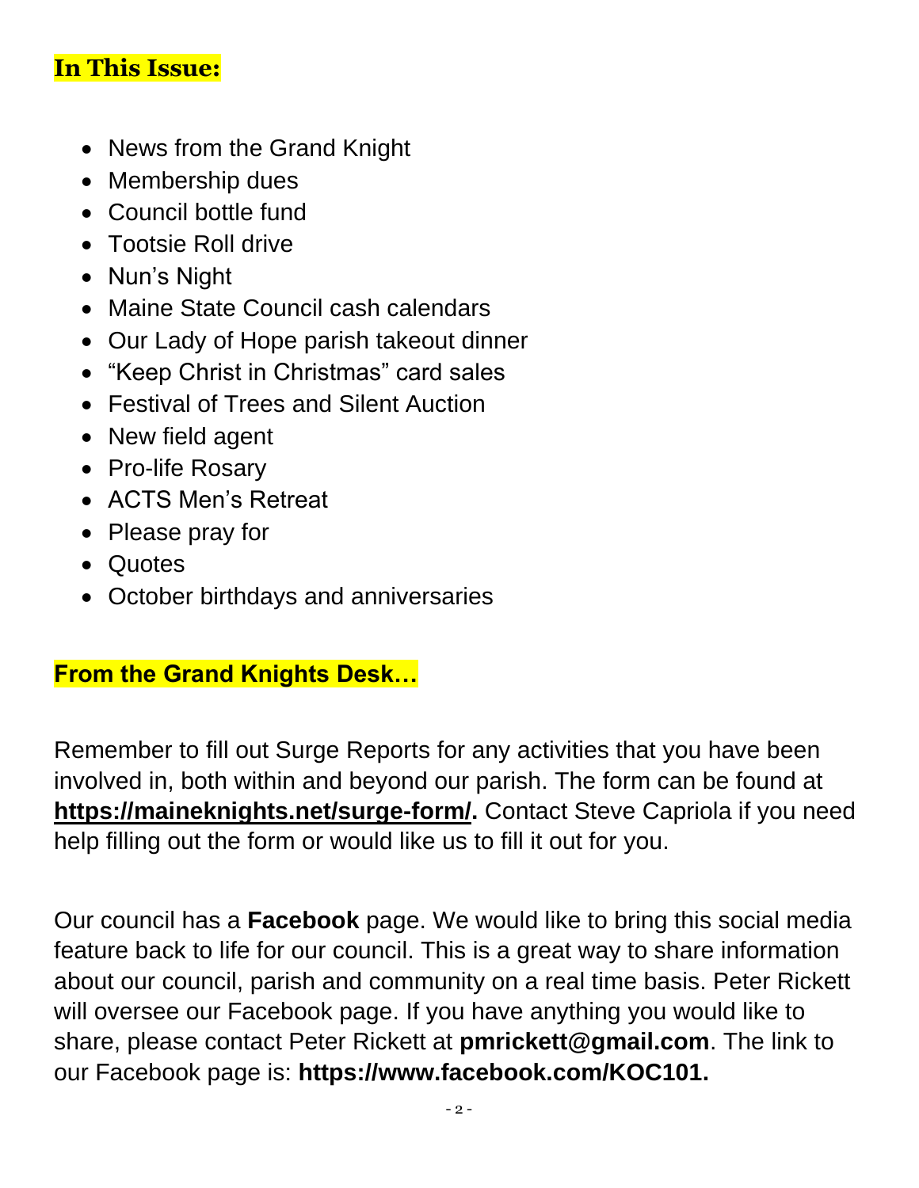## In This Issue:

- News from the Grand Knight
- Membership dues
- Council bottle fund
- Tootsie Roll drive
- Nun's Night
- Maine State Council cash calendars
- Our Lady of Hope parish takeout dinner
- "Keep Christ in Christmas" card sales
- Festival of Trees and Silent Auction
- New field agent
- Pro-life Rosary
- ACTS Men's Retreat
- Please pray for
- Quotes
- October birthdays and anniversaries

## From the Grand Knights Desk…

Remember to fill out Surge Reports for any activities that you have been involved in, both within and beyond our parish. The form can be found at **https://maineknights.net/surge-form/.** Contact Steve Capriola if you need help filling out the form or would like us to fill it out for you.

Our council has a **Facebook** page. We would like to bring this social media feature back to life for our council. This is a great way to share information about our council, parish and community on a real time basis. Peter Rickett will oversee our Facebook page. If you have anything you would like to share, please contact Peter Rickett at **pmrickett@gmail.com**. The link to our Facebook page is: **https://www.facebook.com/KOC101.**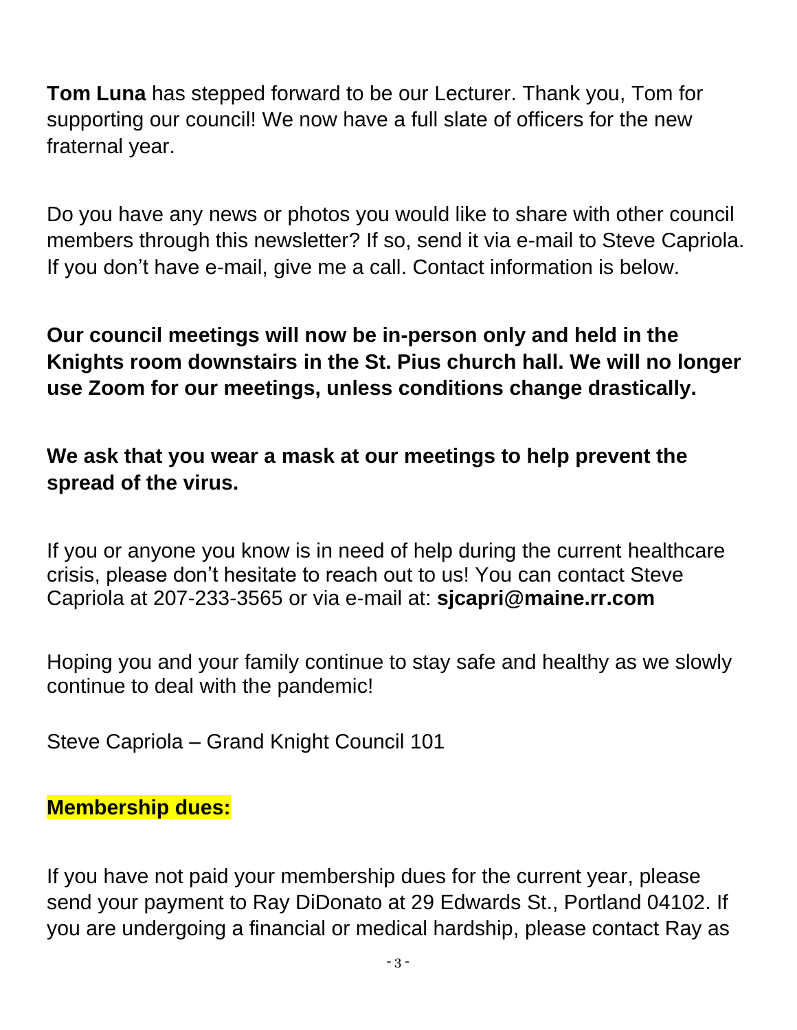**Tom Luna** has stepped forward to be our Lecturer. Thank you, Tom for supporting our council! We now have a full slate of officers for the new fraternal year.

Do you have any news or photos you would like to share with other council members through this newsletter? If so, send it via e-mail to Steve Capriola. If you don't have e-mail, give me a call. Contact information is below.

**Our council meetings will now be in-person only and held in the Knights room downstairs in the St. Pius church hall. We will no longer use Zoom for our meetings, unless conditions change drastically.**

**We ask that you wear a mask at our meetings to help prevent the spread of the virus.**

If you or anyone you know is in need of help during the current healthcare crisis, please don't hesitate to reach out to us! You can contact Steve Capriola at 207-233-3565 or via e-mail at: **sjcapri@maine.rr.com**

Hoping you and your family continue to stay safe and healthy as we slowly continue to deal with the pandemic!

Steve Capriola – Grand Knight Council 101

**Membership dues:**

If you have not paid your membership dues for the current year, please send your payment to Ray DiDonato at 29 Edwards St., Portland 04102. If you are undergoing a financial or medical hardship, please contact Ray as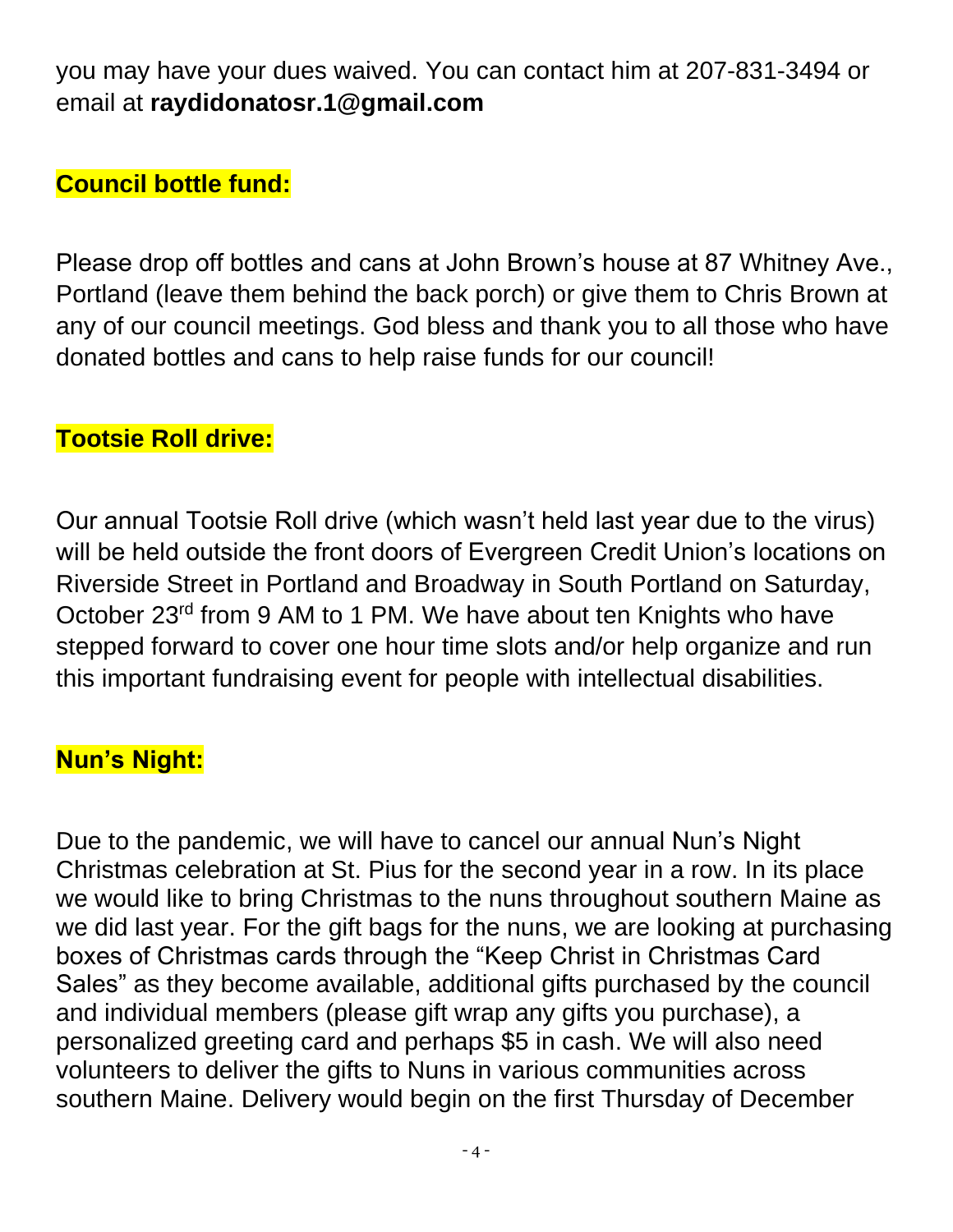you may have your dues waived. You can contact him at 207-831-3494 or email at **raydidonatosr.1@gmail.com**

**Council bottle fund:**

Please drop off bottles and cans at John Brown's house at 87 Whitney Ave., Portland (leave them behind the back porch) or give them to Chris Brown at any of our council meetings. God bless and thank you to all those who have donated bottles and cans to help raise funds for our council!

**Tootsie Roll drive:**

Our annual Tootsie Roll drive (which wasn't held last year due to the virus) will be held outside the front doors of Evergreen Credit Union's locations on Riverside Street in Portland and Broadway in South Portland on Saturday, October 23rd from 9 AM to 1 PM. We have about ten Knights who have stepped forward to cover one hour time slots and/or help organize and run this important fundraising event for people with intellectual disabilities.

**Nun's Night:**

Due to the pandemic, we will have to cancel our annual Nun's Night Christmas celebration at St. Pius for the second year in a row. In its place we would like to bring Christmas to the nuns throughout southern Maine as we did last year. For the gift bags for the nuns, we are looking at purchasing boxes of Christmas cards through the "Keep Christ in Christmas Card Sales" as they become available, additional gifts purchased by the council and individual members (please gift wrap any gifts you purchase), a personalized greeting card and perhaps $5 in cash. We will also need volunteers to deliver the gifts to Nuns in various communities across southern Maine. Delivery would begin on the first Thursday of December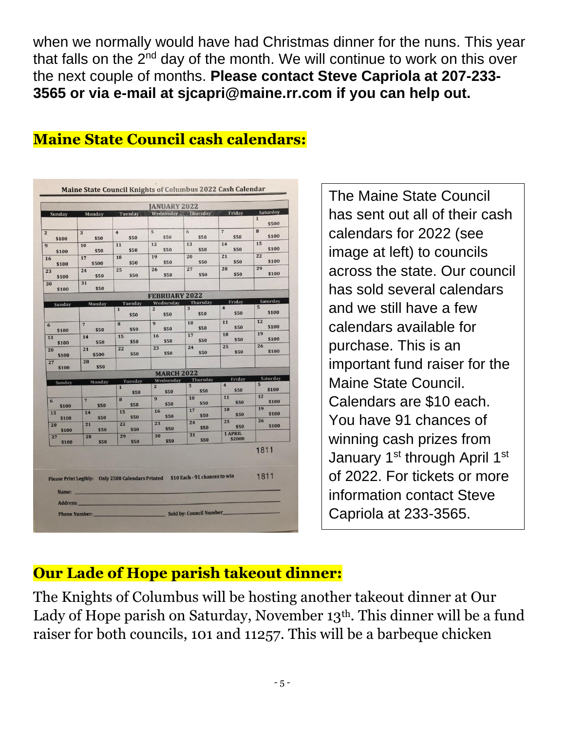when we normally would have had Christmas dinner for the nuns. This year that falls on the 2nd day of the month. We will continue to work on this over the next couple of months. **Please contact Steve Capriola at 207-233-3565 or via e-mail at sjcapri@maine.rr.com if you can help out.**

## Maine State Council cash calendars:

**Maine State Council Knights of Columbus 2022 Cash Calendar**

**JANUARY 2022**

| Sunday | Monday | Tuesday | Wednesday | Thursday | Friday | Saturday |
|---|---|---|---|---|---|---|
| | | | | | | 1 $500 |
| 2 $100 | 3 $50 | 4 $50 | 5 $50 | 6 $50 | 7 $50 | 8 $100 |
| 9 $100 | 10 $50 | 11 $50 | 12 $50 | 13 $50 | 14 $50 | 15 $100 |
| 16 $100 | 17 $500 | 18 $50 | 19 $50 | 20 $50 | 21 $50 | 22 $100 |
| 23 $100 | 24 $50 | 25 $50 | 26 $50 | 27 $50 | 28 $50 | 29 $100 |
| 30 $100 | 31 $50 | | | | | |

**FEBRUARY 2022**

| Sunday | Monday | Tuesday | Wednesday | Thursday | Friday | Saturday |
|---|---|---|---|---|---|---|
| | | 1 $50 | 2 $50 | 3 $50 | 4 $50 | 5 $100 |
| 6 $100 | 7 $50 | 8 $50 | 9 $50 | 10 $50 | 11 $50 | 12 $100 |
| 13 $100 | 14 $50 | 15 $50 | 16 $50 | 17 $50 | 18 $50 | 19 $100 |
| 20 $100 | 21 $500 | 22 $50 | 23 $50 | 24 $50 | 25 $50 | 26 $100 |
| 27 $100 | 28 $50 | | | | | |

**MARCH 2022**

| Sunday | Monday | Tuesday | Wednesday | Thursday | Friday | Saturday |
|---|---|---|---|---|---|---|
| | | 1 $50 | 2 $50 | 3 $50 | 4 $50 | 5 $100 |
| 6 $100 | 7 $50 | 8 $50 | 9 $50 | 10 $50 | 11 $50 | 12 $100 |
| 13 $100 | 14 $50 | 15 $50 | 16 $50 | 17 $50 | 18 $50 | 19 $100 |
| 20 $100 | 21 $50 | 22 $50 | 23 $50 | 24 $50 | 25 $50 | 26 $100 |
| 27 $100 | 28 $50 | 29 $50 | 30 $50 | 31 $50 | 1 APRIL $2000 | |

1811

Please Print Legibly: Only 2500 Calendars Printed $10 Each - 91 chances to win 1811

Name: ______

Address: ______

Phone Number: ______ Sold by: Council Number ______

The Maine State Council has sent out all of their cash calendars for 2022 (see image at left) to councils across the state. Our council has sold several calendars and we still have a few calendars available for purchase. This is an important fund raiser for the Maine State Council. Calendars are $10 each. You have 91 chances of winning cash prizes from January 1st through April 1st of 2022. For tickets or more information contact Steve Capriola at 233-3565.

## Our Lade of Hope parish takeout dinner:

The Knights of Columbus will be hosting another takeout dinner at Our Lady of Hope parish on Saturday, November 13th. This dinner will be a fund raiser for both councils, 101 and 11257. This will be a barbeque chicken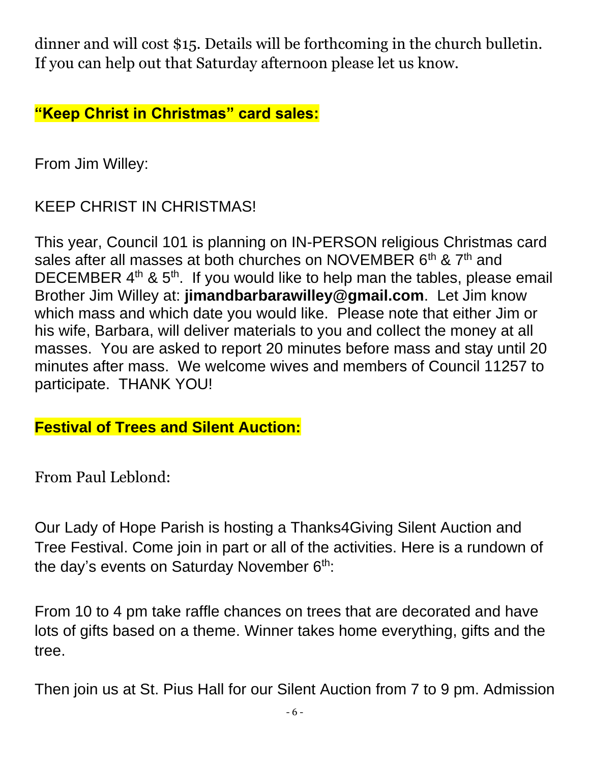dinner and will cost $15. Details will be forthcoming in the church bulletin. If you can help out that Saturday afternoon please let us know.

**"Keep Christ in Christmas" card sales:**

From Jim Willey:

KEEP CHRIST IN CHRISTMAS!

This year, Council 101 is planning on IN-PERSON religious Christmas card sales after all masses at both churches on NOVEMBER 6th & 7th and DECEMBER 4th & 5th. If you would like to help man the tables, please email Brother Jim Willey at: **jimandbarbarawilley@gmail.com**. Let Jim know which mass and which date you would like. Please note that either Jim or his wife, Barbara, will deliver materials to you and collect the money at all masses. You are asked to report 20 minutes before mass and stay until 20 minutes after mass. We welcome wives and members of Council 11257 to participate. THANK YOU!

**Festival of Trees and Silent Auction:**

From Paul Leblond:

Our Lady of Hope Parish is hosting a Thanks4Giving Silent Auction and Tree Festival. Come join in part or all of the activities. Here is a rundown of the day's events on Saturday November 6th:

From 10 to 4 pm take raffle chances on trees that are decorated and have lots of gifts based on a theme. Winner takes home everything, gifts and the tree.

Then join us at St. Pius Hall for our Silent Auction from 7 to 9 pm. Admission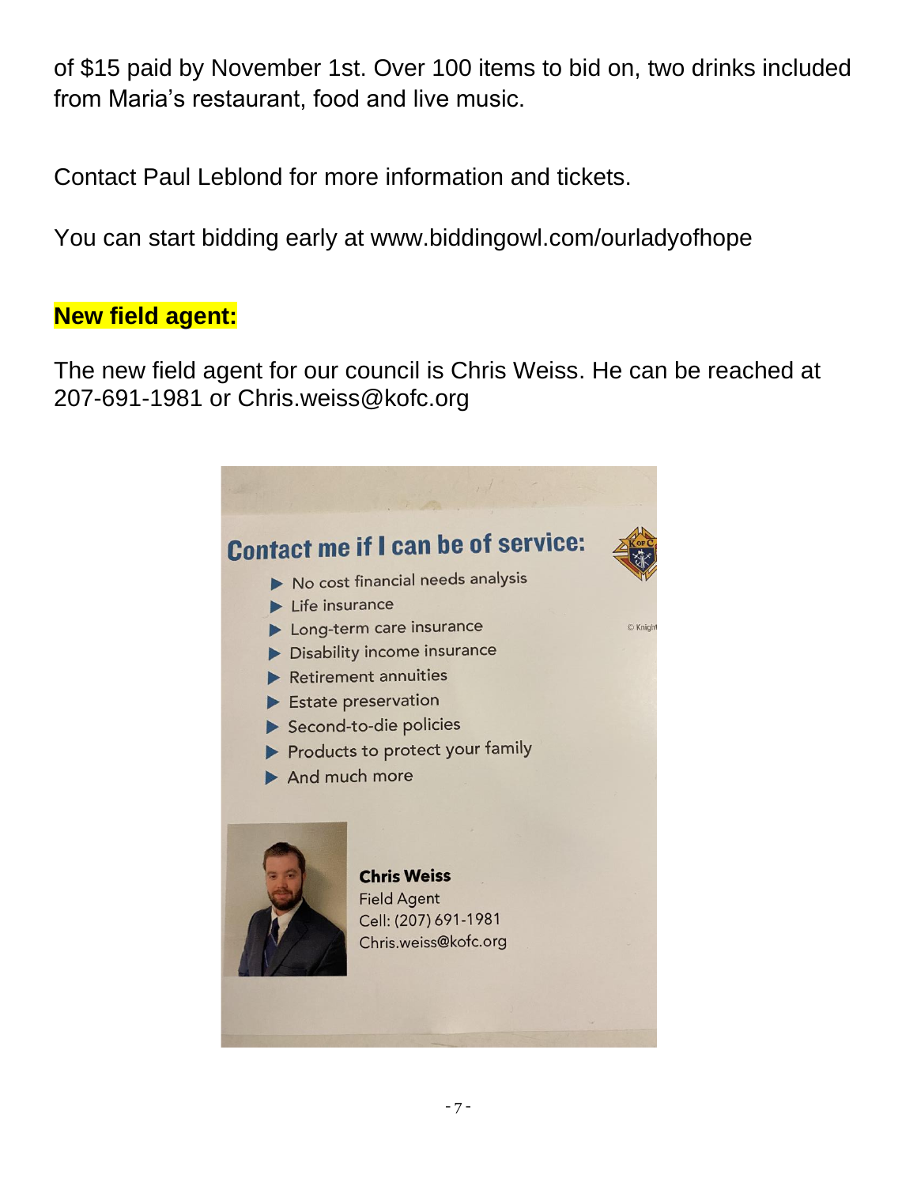of $15 paid by November 1st. Over 100 items to bid on, two drinks included from Maria's restaurant, food and live music.

Contact Paul Leblond for more information and tickets.

You can start bidding early at www.biddingowl.com/ourladyofhope

**New field agent:**

The new field agent for our council is Chris Weiss. He can be reached at 207-691-1981 or Chris.weiss@kofc.org

**Contact me if I can be of service:**

- No cost financial needs analysis
- Life insurance
- Long-term care insurance
- Disability income insurance
- Retirement annuities
- Estate preservation
- Second-to-die policies
- Products to protect your family
- And much more

**Chris Weiss**
Field Agent
Cell: (207) 691-1981
Chris.weiss@kofc.org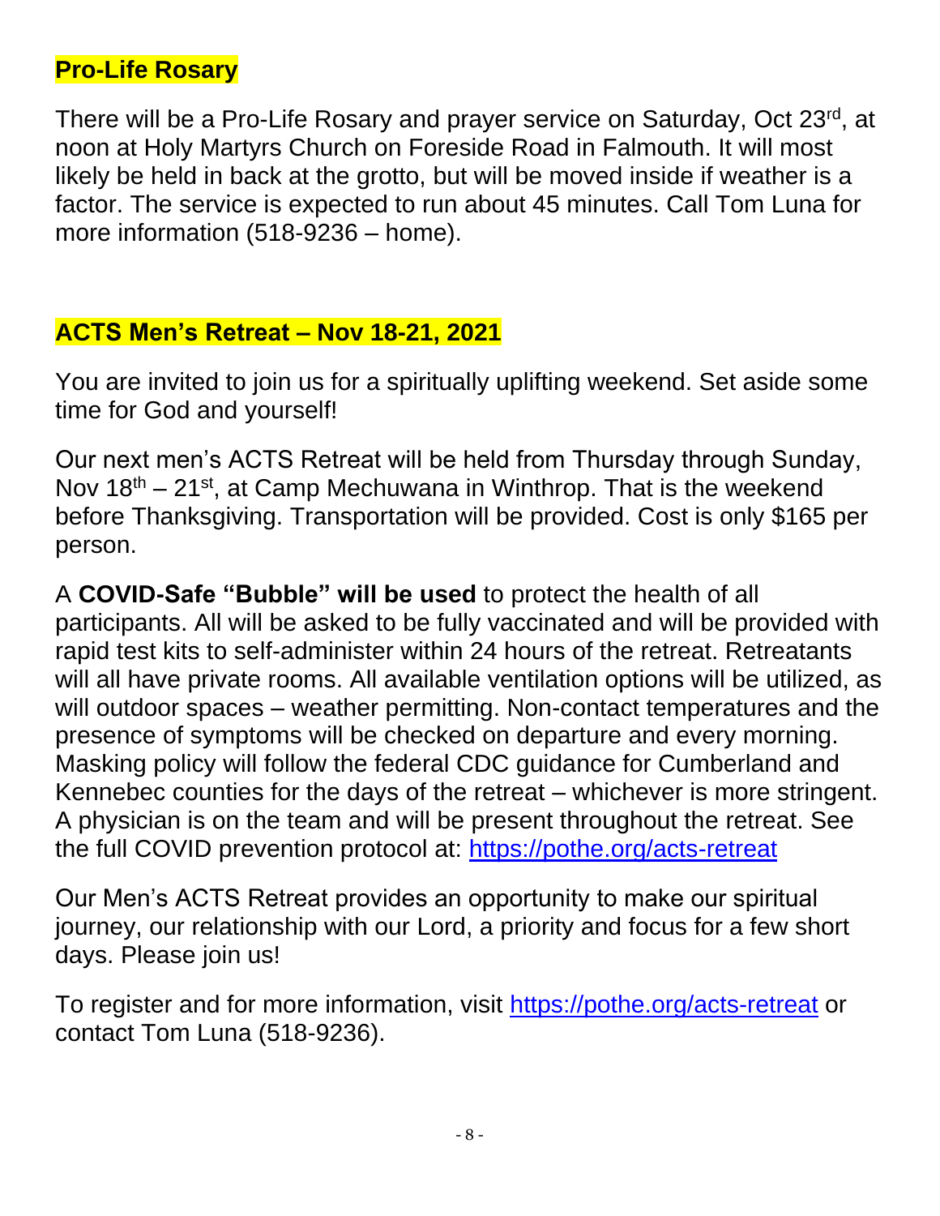## Pro-Life Rosary

There will be a Pro-Life Rosary and prayer service on Saturday, Oct 23rd, at noon at Holy Martyrs Church on Foreside Road in Falmouth. It will most likely be held in back at the grotto, but will be moved inside if weather is a factor. The service is expected to run about 45 minutes. Call Tom Luna for more information (518-9236 – home).

## ACTS Men's Retreat – Nov 18-21, 2021

You are invited to join us for a spiritually uplifting weekend. Set aside some time for God and yourself!

Our next men's ACTS Retreat will be held from Thursday through Sunday, Nov 18th – 21st, at Camp Mechuwana in Winthrop. That is the weekend before Thanksgiving. Transportation will be provided. Cost is only $165 per person.

A **COVID-Safe "Bubble" will be used** to protect the health of all participants. All will be asked to be fully vaccinated and will be provided with rapid test kits to self-administer within 24 hours of the retreat. Retreatants will all have private rooms. All available ventilation options will be utilized, as will outdoor spaces – weather permitting. Non-contact temperatures and the presence of symptoms will be checked on departure and every morning. Masking policy will follow the federal CDC guidance for Cumberland and Kennebec counties for the days of the retreat – whichever is more stringent. A physician is on the team and will be present throughout the retreat. See the full COVID prevention protocol at: https://pothe.org/acts-retreat

Our Men's ACTS Retreat provides an opportunity to make our spiritual journey, our relationship with our Lord, a priority and focus for a few short days. Please join us!

To register and for more information, visit https://pothe.org/acts-retreat or contact Tom Luna (518-9236).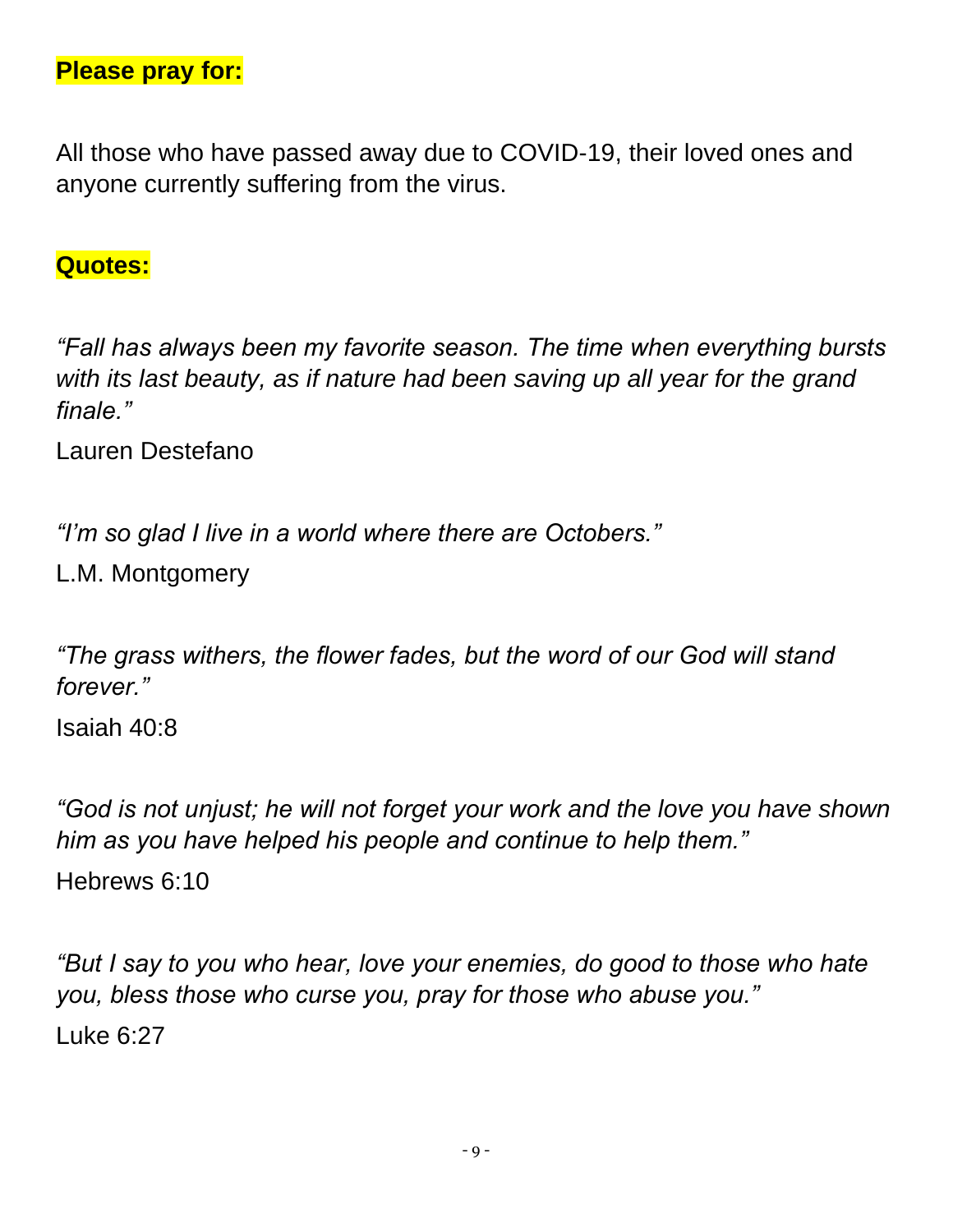**Please pray for:**

All those who have passed away due to COVID-19, their loved ones and anyone currently suffering from the virus.

**Quotes:**

*"Fall has always been my favorite season. The time when everything bursts with its last beauty, as if nature had been saving up all year for the grand finale."*

Lauren Destefano

*"I'm so glad I live in a world where there are Octobers."*

L.M. Montgomery

*"The grass withers, the flower fades, but the word of our God will stand forever."*

Isaiah 40:8

*"God is not unjust; he will not forget your work and the love you have shown him as you have helped his people and continue to help them."*

Hebrews 6:10

*"But I say to you who hear, love your enemies, do good to those who hate you, bless those who curse you, pray for those who abuse you."*

Luke 6:27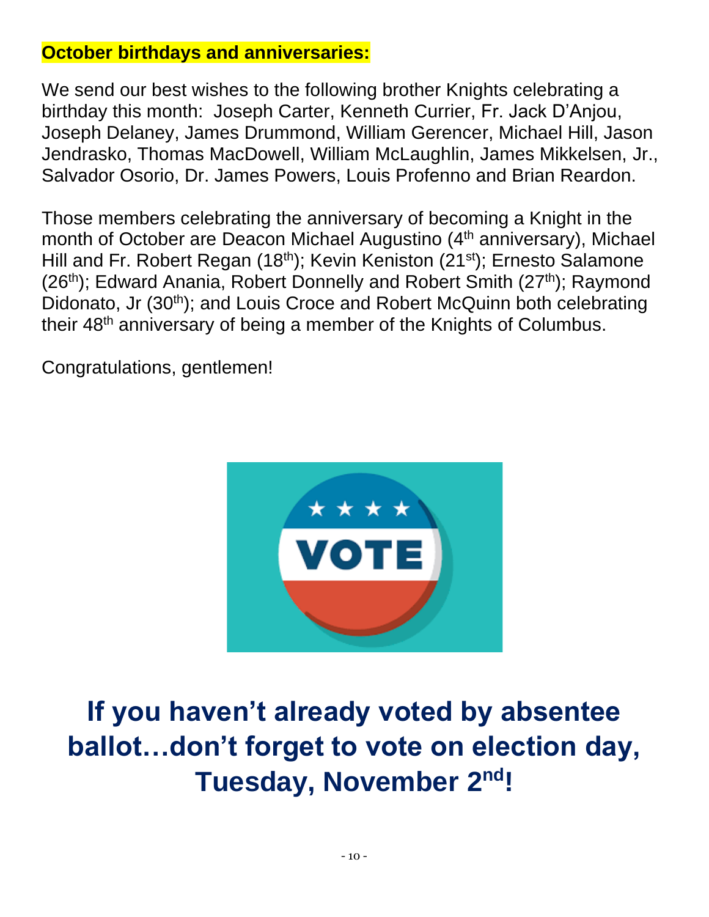**October birthdays and anniversaries:**

We send our best wishes to the following brother Knights celebrating a birthday this month: Joseph Carter, Kenneth Currier, Fr. Jack D'Anjou, Joseph Delaney, James Drummond, William Gerencer, Michael Hill, Jason Jendrasko, Thomas MacDowell, William McLaughlin, James Mikkelsen, Jr., Salvador Osorio, Dr. James Powers, Louis Profenno and Brian Reardon.

Those members celebrating the anniversary of becoming a Knight in the month of October are Deacon Michael Augustino (4th anniversary), Michael Hill and Fr. Robert Regan (18th); Kevin Keniston (21st); Ernesto Salamone (26th); Edward Anania, Robert Donnelly and Robert Smith (27th); Raymond Didonato, Jr (30th); and Louis Croce and Robert McQuinn both celebrating their 48th anniversary of being a member of the Knights of Columbus.

Congratulations, gentlemen!

## If you haven't already voted by absentee ballot…don't forget to vote on election day, Tuesday, November 2nd!